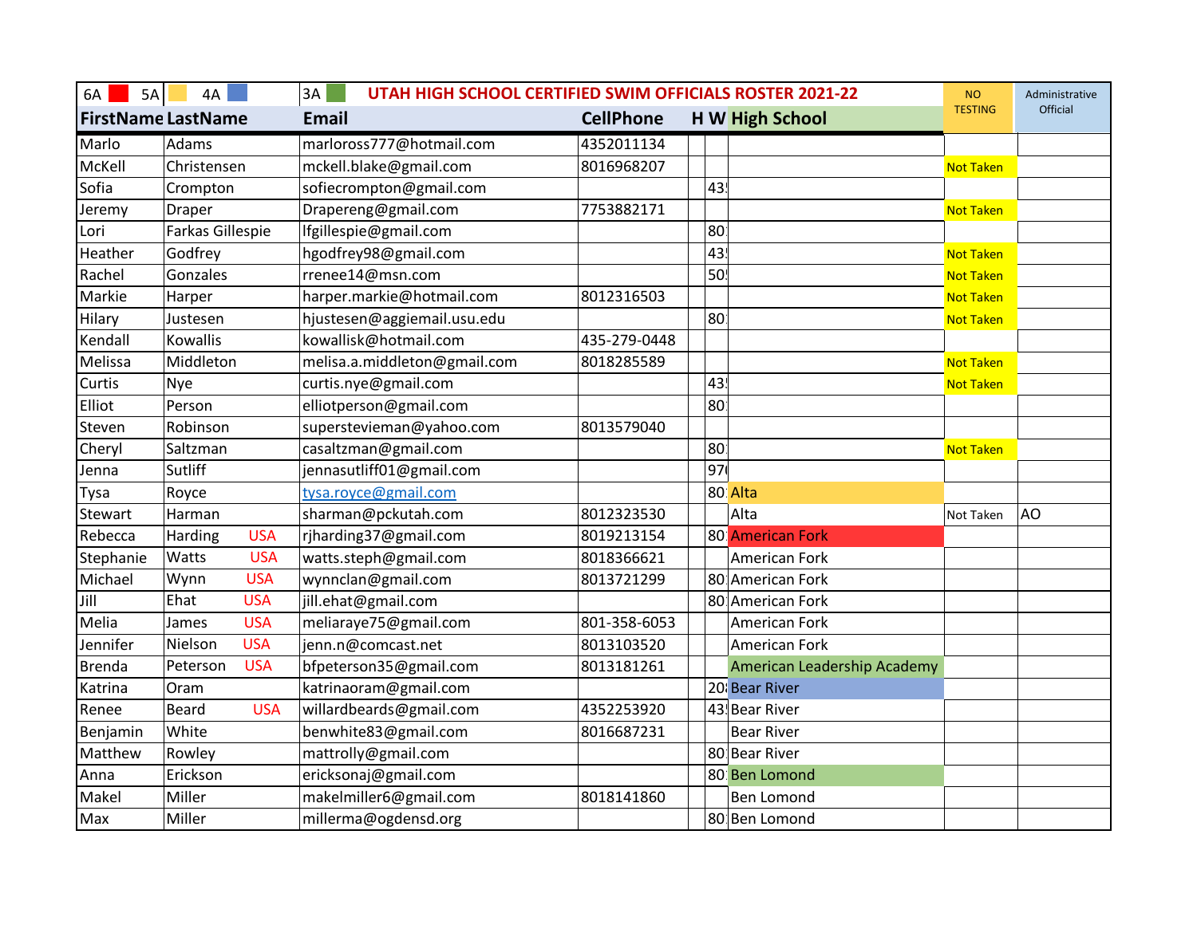| 6A | 5A | 4A | 3A | UTAH HIGH SCHOOL CERTIFIED SWIM OFFICIALS ROSTER 2021-22 | | | | NO TESTING | Administrative Official |
|---|---|---|---|---|---|---|---|---|---|
| FirstName | LastName | | Email | CellPhone | H | W | High School | | |
| Marlo | Adams | | marloross777@hotmail.com | 4352011134 | | | | | |
| McKell | Christensen | | mckell.blake@gmail.com | 8016968207 | | | | Not Taken | |
| Sofia | Crompton | | sofiecrompton@gmail.com | | | 43! | | | |
| Jeremy | Draper | | Drapereng@gmail.com | 7753882171 | | | | Not Taken | |
| Lori | Farkas Gillespie | | lfgillespie@gmail.com | | | 80 | | | |
| Heather | Godfrey | | hgodfrey98@gmail.com | | | 43! | | Not Taken | |
| Rachel | Gonzales | | rrenee14@msn.com | | | 50! | | Not Taken | |
| Markie | Harper | | harper.markie@hotmail.com | 8012316503 | | | | Not Taken | |
| Hilary | Justesen | | hjustesen@aggiemail.usu.edu | | | 80 | | Not Taken | |
| Kendall | Kowallis | | kowallisk@hotmail.com | 435-279-0448 | | | | | |
| Melissa | Middleton | | melisa.a.middleton@gmail.com | 8018285589 | | | | Not Taken | |
| Curtis | Nye | | curtis.nye@gmail.com | | | 43! | | Not Taken | |
| Elliot | Person | | elliotperson@gmail.com | | | 80 | | | |
| Steven | Robinson | | superstevieman@yahoo.com | 8013579040 | | | | | |
| Cheryl | Saltzman | | casaltzman@gmail.com | | | 80 | | Not Taken | |
| Jenna | Sutliff | | jennasutliff01@gmail.com | | | 97( | | | |
| Tysa | Royce | | tysa.royce@gmail.com | | | 80 | Alta | | |
| Stewart | Harman | | sharman@pckutah.com | 8012323530 | | | Alta | Not Taken | AO |
| Rebecca | Harding | USA | rjharding37@gmail.com | 8019213154 | | 80 | American Fork | | |
| Stephanie | Watts | USA | watts.steph@gmail.com | 8018366621 | | | American Fork | | |
| Michael | Wynn | USA | wynnclan@gmail.com | 8013721299 | | 80 | American Fork | | |
| Jill | Ehat | USA | jill.ehat@gmail.com | | | 80 | American Fork | | |
| Melia | James | USA | meliaraye75@gmail.com | 801-358-6053 | | | American Fork | | |
| Jennifer | Nielson | USA | jenn.n@comcast.net | 8013103520 | | | American Fork | | |
| Brenda | Peterson | USA | bfpeterson35@gmail.com | 8013181261 | | | American Leadership Academy | | |
| Katrina | Oram | | katrinaoram@gmail.com | | | 20 | Bear River | | |
| Renee | Beard | USA | willardbeards@gmail.com | 4352253920 | | 43! | Bear River | | |
| Benjamin | White | | benwhite83@gmail.com | 8016687231 | | | Bear River | | |
| Matthew | Rowley | | mattrolly@gmail.com | | | 80 | Bear River | | |
| Anna | Erickson | | ericksonaj@gmail.com | | | 80 | Ben Lomond | | |
| Makel | Miller | | makelmiller6@gmail.com | 8018141860 | | | Ben Lomond | | |
| Max | Miller | | millerma@ogdensd.org | | | 80 | Ben Lomond | | |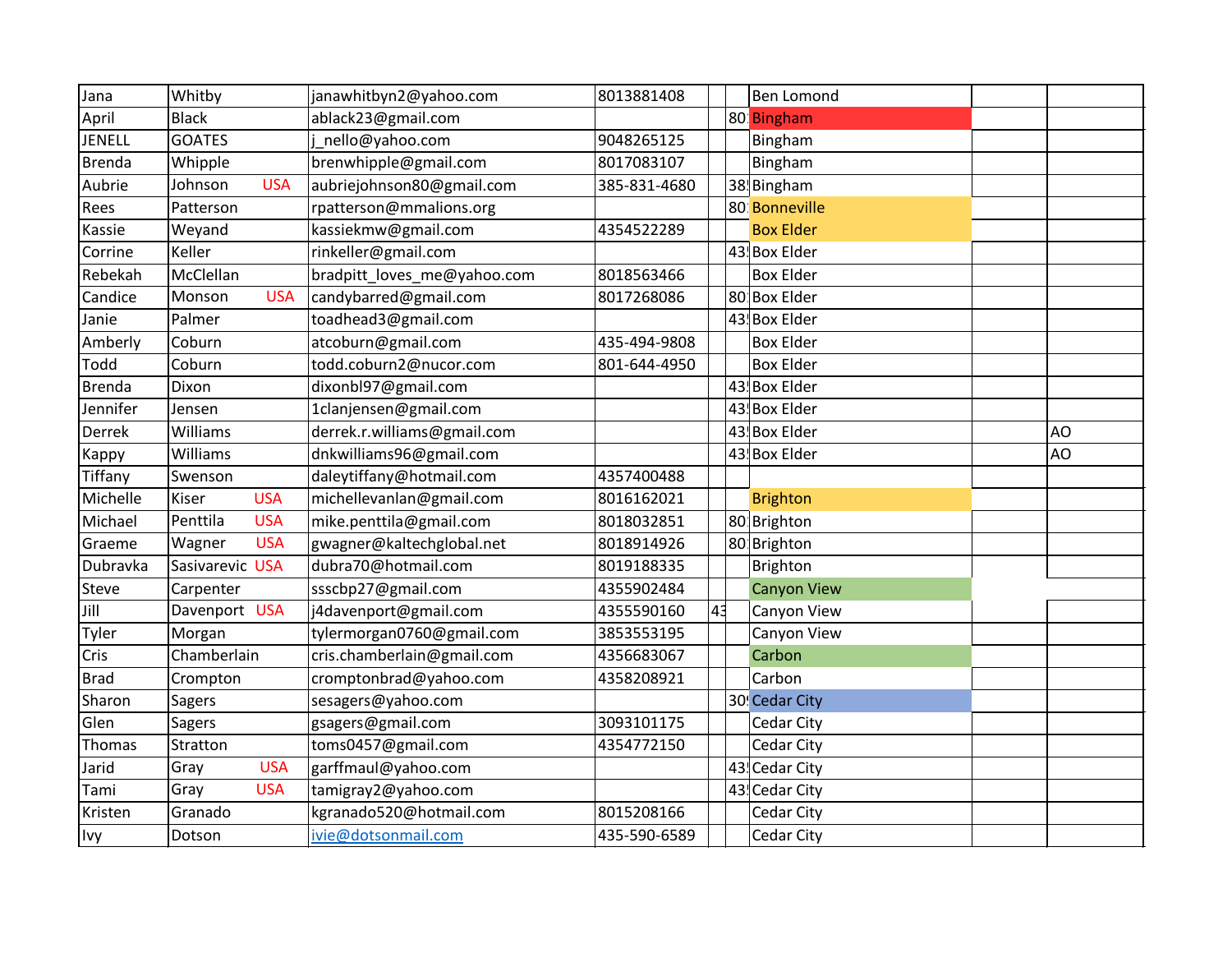| | | | | | | | | |
|---|---|---|---|---|---|---|---|---|
| Jana | Whitby | janawhitbyn2@yahoo.com | 8013881408 | | | Ben Lomond | | |
| April | Black | ablack23@gmail.com | | | 80 | Bingham | | |
| JENELL | GOATES | j_nello@yahoo.com | 9048265125 | | | Bingham | | |
| Brenda | Whipple | brenwhipple@gmail.com | 8017083107 | | | Bingham | | |
| Aubrie | Johnson USA | aubriejohnson80@gmail.com | 385-831-4680 | | 38 | Bingham | | |
| Rees | Patterson | rpatterson@mmalions.org | | | 80 | Bonneville | | |
| Kassie | Weyand | kassiekmw@gmail.com | 4354522289 | | | Box Elder | | |
| Corrine | Keller | rinkeller@gmail.com | | | 43 | Box Elder | | |
| Rebekah | McClellan | bradpitt_loves_me@yahoo.com | 8018563466 | | | Box Elder | | |
| Candice | Monson USA | candybarred@gmail.com | 8017268086 | | 80 | Box Elder | | |
| Janie | Palmer | toadhead3@gmail.com | | | 43 | Box Elder | | |
| Amberly | Coburn | atcoburn@gmail.com | 435-494-9808 | | | Box Elder | | |
| Todd | Coburn | todd.coburn2@nucor.com | 801-644-4950 | | | Box Elder | | |
| Brenda | Dixon | dixonbl97@gmail.com | | | 43 | Box Elder | | |
| Jennifer | Jensen | 1clanjensen@gmail.com | | | 43 | Box Elder | | |
| Derrek | Williams | derrek.r.williams@gmail.com | | | 43 | Box Elder | | AO |
| Kappy | Williams | dnkwilliams96@gmail.com | | | 43 | Box Elder | | AO |
| Tiffany | Swenson | daleytiffany@hotmail.com | 4357400488 | | | | | |
| Michelle | Kiser USA | michellevanlan@gmail.com | 8016162021 | | | Brighton | | |
| Michael | Penttila USA | mike.penttila@gmail.com | 8018032851 | | 80 | Brighton | | |
| Graeme | Wagner USA | gwagner@kaltechglobal.net | 8018914926 | | 80 | Brighton | | |
| Dubravka | Sasivarevic USA | dubra70@hotmail.com | 8019188335 | | | Brighton | | |
| Steve | Carpenter | ssscbp27@gmail.com | 4355902484 | | | Canyon View | | |
| Jill | Davenport USA | j4davenport@gmail.com | 4355590160 | 43 | | Canyon View | | |
| Tyler | Morgan | tylermorgan0760@gmail.com | 3853553195 | | | Canyon View | | |
| Cris | Chamberlain | cris.chamberlain@gmail.com | 4356683067 | | | Carbon | | |
| Brad | Crompton | cromptonbrad@yahoo.com | 4358208921 | | | Carbon | | |
| Sharon | Sagers | sesagers@yahoo.com | | | 30 | Cedar City | | |
| Glen | Sagers | gsagers@gmail.com | 3093101175 | | | Cedar City | | |
| Thomas | Stratton | toms0457@gmail.com | 4354772150 | | | Cedar City | | |
| Jarid | Gray USA | garffmaul@yahoo.com | | | 43 | Cedar City | | |
| Tami | Gray USA | tamigray2@yahoo.com | | | 43 | Cedar City | | |
| Kristen | Granado | kgranado520@hotmail.com | 8015208166 | | | Cedar City | | |
| Ivy | Dotson | ivie@dotsonmail.com | 435-590-6589 | | | Cedar City | | |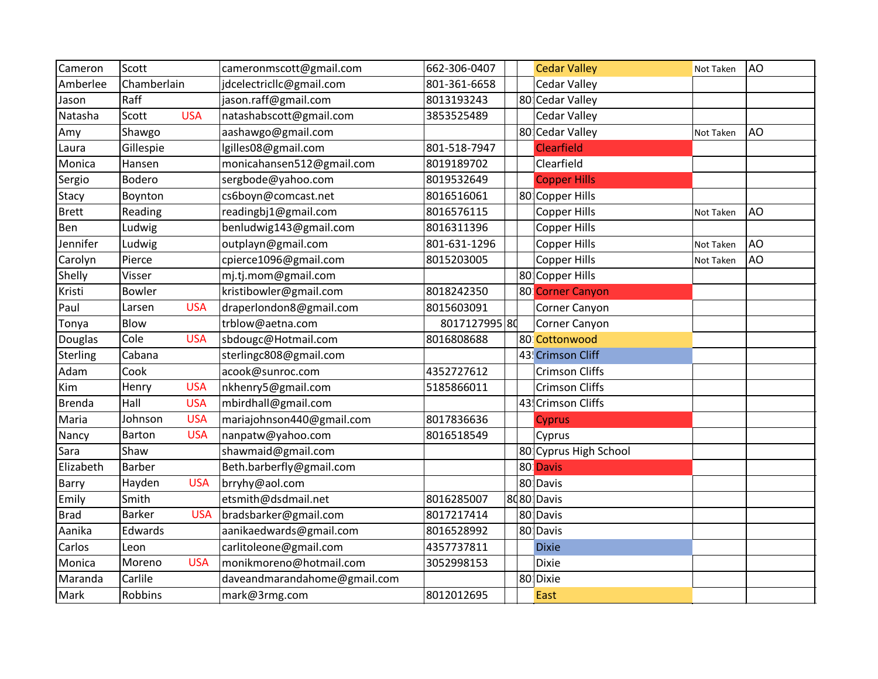| | | | | | | | | |
|---|---|---|---|---|---|---|---|---|
| Cameron | Scott | | cameronmscott@gmail.com | 662-306-0407 | | | Cedar Valley | Not Taken | AO |
| Amberlee | Chamberlain | | jdcelectricllc@gmail.com | 801-361-6658 | | | Cedar Valley | | |
| Jason | Raff | | jason.raff@gmail.com | 8013193243 | | 80 | Cedar Valley | | |
| Natasha | Scott | USA | natashabscott@gmail.com | 3853525489 | | | Cedar Valley | | |
| Amy | Shawgo | | aashawgo@gmail.com | | | 80 | Cedar Valley | Not Taken | AO |
| Laura | Gillespie | | lgilles08@gmail.com | 801-518-7947 | | | Clearfield | | |
| Monica | Hansen | | monicahansen512@gmail.com | 8019189702 | | | Clearfield | | |
| Sergio | Bodero | | sergbode@yahoo.com | 8019532649 | | | Copper Hills | | |
| Stacy | Boynton | | cs6boyn@comcast.net | 8016516061 | | 80 | Copper Hills | | |
| Brett | Reading | | readingbj1@gmail.com | 8016576115 | | | Copper Hills | Not Taken | AO |
| Ben | Ludwig | | benludwig143@gmail.com | 8016311396 | | | Copper Hills | | |
| Jennifer | Ludwig | | outplayn@gmail.com | 801-631-1296 | | | Copper Hills | Not Taken | AO |
| Carolyn | Pierce | | cpierce1096@gmail.com | 8015203005 | | | Copper Hills | Not Taken | AO |
| Shelly | Visser | | mj.tj.mom@gmail.com | | | 80 | Copper Hills | | |
| Kristi | Bowler | | kristibowler@gmail.com | 8018242350 | | 80 | Corner Canyon | | |
| Paul | Larsen | USA | draperlondon8@gmail.com | 8015603091 | | | Corner Canyon | | |
| Tonya | Blow | | trblow@aetna.com | 8017127995 | 80 | | Corner Canyon | | |
| Douglas | Cole | USA | sbdougc@Hotmail.com | 8016808688 | | 80 | Cottonwood | | |
| Sterling | Cabana | | sterlingc808@gmail.com | | | 43 | Crimson Cliff | | |
| Adam | Cook | | acook@sunroc.com | 4352727612 | | | Crimson Cliffs | | |
| Kim | Henry | USA | nkhenry5@gmail.com | 5185866011 | | | Crimson Cliffs | | |
| Brenda | Hall | USA | mbirdhall@gmail.com | | | 43 | Crimson Cliffs | | |
| Maria | Johnson | USA | mariajohnson440@gmail.com | 8017836636 | | | Cyprus | | |
| Nancy | Barton | USA | nanpatw@yahoo.com | 8016518549 | | | Cyprus | | |
| Sara | Shaw | | shawmaid@gmail.com | | | 80 | Cyprus High School | | |
| Elizabeth | Barber | | Beth.barberfly@gmail.com | | | 80 | Davis | | |
| Barry | Hayden | USA | brryhy@aol.com | | | 80 | Davis | | |
| Emily | Smith | | etsmith@dsdmail.net | 8016285007 | 80 | 80 | Davis | | |
| Brad | Barker | USA | bradsbarker@gmail.com | 8017217414 | | 80 | Davis | | |
| Aanika | Edwards | | aanikaedwards@gmail.com | 8016528992 | | 80 | Davis | | |
| Carlos | Leon | | carlitoleone@gmail.com | 4357737811 | | | Dixie | | |
| Monica | Moreno | USA | monikmoreno@hotmail.com | 3052998153 | | | Dixie | | |
| Maranda | Carlile | | daveandmarandahome@gmail.com | | | 80 | Dixie | | |
| Mark | Robbins | | mark@3rmg.com | 8012012695 | | | East | | |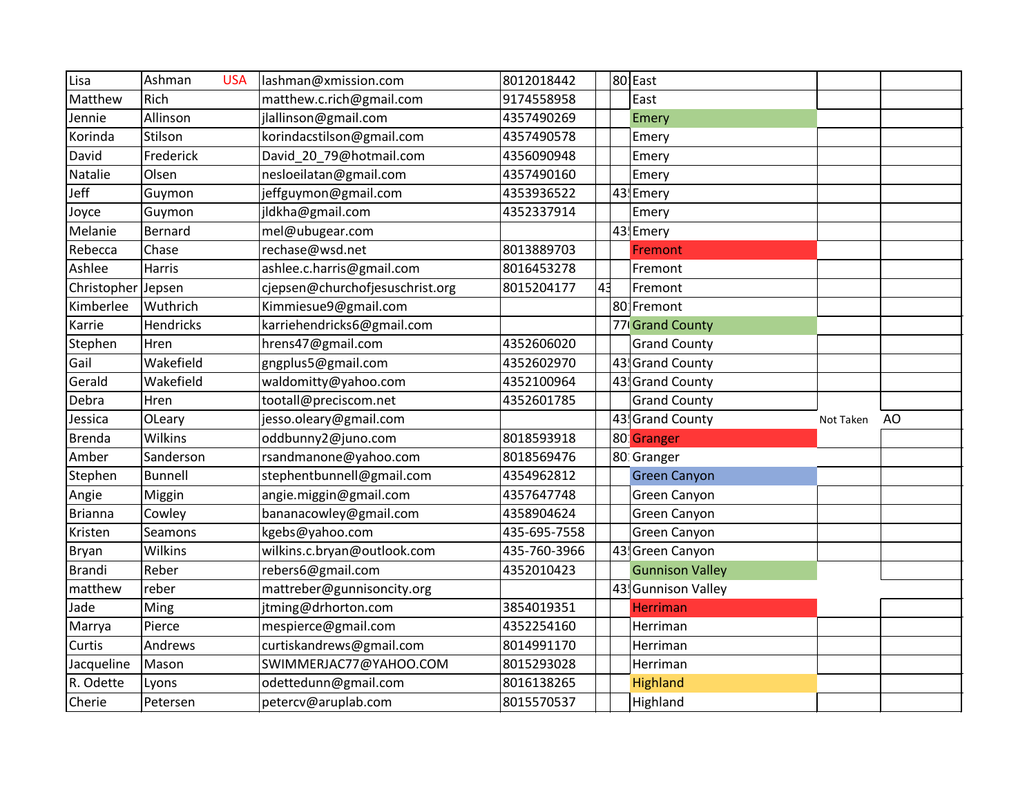| | | | | | | | | |
|---|---|---|---|---|---|---|---|---|
| Lisa | Ashman USA | lashman@xmission.com | 8012018442 | | 80 | East | | |
| Matthew | Rich | matthew.c.rich@gmail.com | 9174558958 | | | East | | |
| Jennie | Allinson | jlallinson@gmail.com | 4357490269 | | | Emery | | |
| Korinda | Stilson | korindacstilson@gmail.com | 4357490578 | | | Emery | | |
| David | Frederick | David_20_79@hotmail.com | 4356090948 | | | Emery | | |
| Natalie | Olsen | nesloeilatan@gmail.com | 4357490160 | | | Emery | | |
| Jeff | Guymon | jeffguymon@gmail.com | 4353936522 | | 43 | Emery | | |
| Joyce | Guymon | jldkha@gmail.com | 4352337914 | | | Emery | | |
| Melanie | Bernard | mel@ubugear.com | | | 43 | Emery | | |
| Rebecca | Chase | rechase@wsd.net | 8013889703 | | | Fremont | | |
| Ashlee | Harris | ashlee.c.harris@gmail.com | 8016453278 | | | Fremont | | |
| Christopher | Jepsen | cjepsen@churchofjesuschrist.org | 8015204177 | 43 | | Fremont | | |
| Kimberlee | Wuthrich | Kimmiesue9@gmail.com | | | 80 | Fremont | | |
| Karrie | Hendricks | karriehendricks6@gmail.com | | | 77 | Grand County | | |
| Stephen | Hren | hrens47@gmail.com | 4352606020 | | | Grand County | | |
| Gail | Wakefield | gngplus5@gmail.com | 4352602970 | | 43 | Grand County | | |
| Gerald | Wakefield | waldomitty@yahoo.com | 4352100964 | | 43 | Grand County | | |
| Debra | Hren | tootall@preciscom.net | 4352601785 | | | Grand County | | |
| Jessica | OLeary | jesso.oleary@gmail.com | | | 43 | Grand County | Not Taken | AO |
| Brenda | Wilkins | oddbunny2@juno.com | 8018593918 | | 80 | Granger | | |
| Amber | Sanderson | rsandmanone@yahoo.com | 8018569476 | | 80 | Granger | | |
| Stephen | Bunnell | stephentbunnell@gmail.com | 4354962812 | | | Green Canyon | | |
| Angie | Miggin | angie.miggin@gmail.com | 4357647748 | | | Green Canyon | | |
| Brianna | Cowley | bananacowley@gmail.com | 4358904624 | | | Green Canyon | | |
| Kristen | Seamons | kgebs@yahoo.com | 435-695-7558 | | | Green Canyon | | |
| Bryan | Wilkins | wilkins.c.bryan@outlook.com | 435-760-3966 | | 43 | Green Canyon | | |
| Brandi | Reber | rebers6@gmail.com | 4352010423 | | | Gunnison Valley | | |
| matthew | reber | mattreber@gunnisoncity.org | | | 43 | Gunnison Valley | | |
| Jade | Ming | jtming@drhorton.com | 3854019351 | | | Herriman | | |
| Marrya | Pierce | mespierce@gmail.com | 4352254160 | | | Herriman | | |
| Curtis | Andrews | curtiskandrews@gmail.com | 8014991170 | | | Herriman | | |
| Jacqueline | Mason | SWIMMERJAC77@YAHOO.COM | 8015293028 | | | Herriman | | |
| R. Odette | Lyons | odettedunn@gmail.com | 8016138265 | | | Highland | | |
| Cherie | Petersen | petercv@aruplab.com | 8015570537 | | | Highland | | |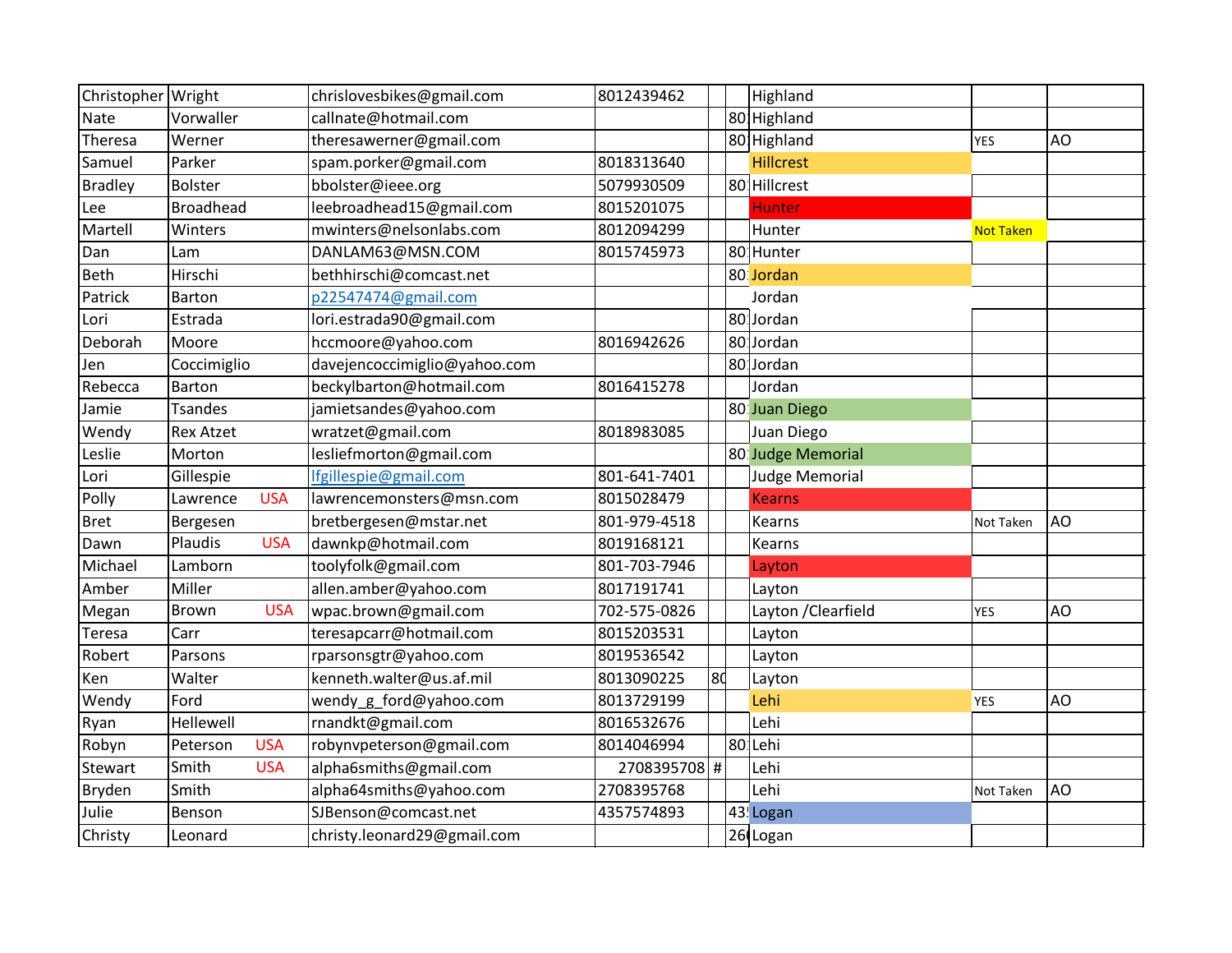| Christopher | Wright | | chrislovesbikes@gmail.com | 8012439462 | | | Highland | | |
|---|---|---|---|---|---|---|---|---|---|
| Nate | Vorwaller | | callnate@hotmail.com | | | 80 | Highland | | |
| Theresa | Werner | | theresawerner@gmail.com | | | 80 | Highland | YES | AO |
| Samuel | Parker | | spam.porker@gmail.com | 8018313640 | | | Hillcrest | | |
| Bradley | Bolster | | bbolster@ieee.org | 5079930509 | | 80 | Hillcrest | | |
| Lee | Broadhead | | leebroadhead15@gmail.com | 8015201075 | | | Hunter | | |
| Martell | Winters | | mwinters@nelsonlabs.com | 8012094299 | | | Hunter | Not Taken | |
| Dan | Lam | | DANLAM63@MSN.COM | 8015745973 | | 80 | Hunter | | |
| Beth | Hirschi | | bethhirschi@comcast.net | | | 80 | Jordan | | |
| Patrick | Barton | | p22547474@gmail.com | | | | Jordan | | |
| Lori | Estrada | | lori.estrada90@gmail.com | | | 80 | Jordan | | |
| Deborah | Moore | | hccmoore@yahoo.com | 8016942626 | | 80 | Jordan | | |
| Jen | Coccimiglio | | davejencoccimiglio@yahoo.com | | | 80 | Jordan | | |
| Rebecca | Barton | | beckylbarton@hotmail.com | 8016415278 | | | Jordan | | |
| Jamie | Tsandes | | jamietsandes@yahoo.com | | | 80 | Juan Diego | | |
| Wendy | Rex Atzet | | wratzet@gmail.com | 8018983085 | | | Juan Diego | | |
| Leslie | Morton | | lesliefmorton@gmail.com | | | 80 | Judge Memorial | | |
| Lori | Gillespie | | lfgillespie@gmail.com | 801-641-7401 | | | Judge Memorial | | |
| Polly | Lawrence | USA | lawrencemonsters@msn.com | 8015028479 | | | Kearns | | |
| Bret | Bergesen | | bretbergesen@mstar.net | 801-979-4518 | | | Kearns | Not Taken | AO |
| Dawn | Plaudis | USA | dawnkp@hotmail.com | 8019168121 | | | Kearns | | |
| Michael | Lamborn | | toolyfolk@gmail.com | 801-703-7946 | | | Layton | | |
| Amber | Miller | | allen.amber@yahoo.com | 8017191741 | | | Layton | | |
| Megan | Brown | USA | wpac.brown@gmail.com | 702-575-0826 | | | Layton /Clearfield | YES | AO |
| Teresa | Carr | | teresapcarr@hotmail.com | 8015203531 | | | Layton | | |
| Robert | Parsons | | rparsonsgtr@yahoo.com | 8019536542 | | | Layton | | |
| Ken | Walter | | kenneth.walter@us.af.mil | 8013090225 | 80 | | Layton | | |
| Wendy | Ford | | wendy_g_ford@yahoo.com | 8013729199 | | | Lehi | YES | AO |
| Ryan | Hellewell | | rnandkt@gmail.com | 8016532676 | | | Lehi | | |
| Robyn | Peterson | USA | robynvpeterson@gmail.com | 8014046994 | | 80 | Lehi | | |
| Stewart | Smith | USA | alpha6smiths@gmail.com | 2708395708 | # | | Lehi | | |
| Bryden | Smith | | alpha64smiths@yahoo.com | 2708395768 | | | Lehi | Not Taken | AO |
| Julie | Benson | | SJBenson@comcast.net | 4357574893 | | 43 | Logan | | |
| Christy | Leonard | | christy.leonard29@gmail.com | | | 26 | Logan | | |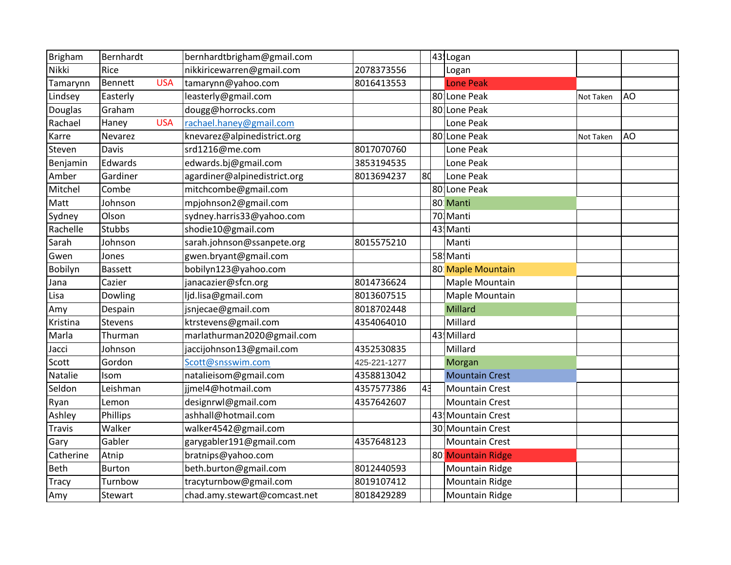| Brigham | Bernhardt | | bernhardtbrigham@gmail.com | | | 43! | Logan | | |
|---|---|---|---|---|---|---|---|---|---|
| Nikki | Rice | | nikkiricewarren@gmail.com | 2078373556 | | | Logan | | |
| Tamarynn | Bennett | USA | tamarynn@yahoo.com | 8016413553 | | | Lone Peak | | |
| Lindsey | Easterly | | leasterly@gmail.com | | | 80 | Lone Peak | Not Taken | AO |
| Douglas | Graham | | dougg@horrocks.com | | | 80 | Lone Peak | | |
| Rachael | Haney | USA | rachael.haney@gmail.com | | | | Lone Peak | | |
| Karre | Nevarez | | knevarez@alpinedistrict.org | | | 80 | Lone Peak | Not Taken | AO |
| Steven | Davis | | srd1216@me.com | 8017070760 | | | Lone Peak | | |
| Benjamin | Edwards | | edwards.bj@gmail.com | 3853194535 | | | Lone Peak | | |
| Amber | Gardiner | | agardiner@alpinedistrict.org | 8013694237 | 80 | | Lone Peak | | |
| Mitchel | Combe | | mitchcombe@gmail.com | | | 80 | Lone Peak | | |
| Matt | Johnson | | mpjohnson2@gmail.com | | | 80 | Manti | | |
| Sydney | Olson | | sydney.harris33@yahoo.com | | | 70 | Manti | | |
| Rachelle | Stubbs | | shodie10@gmail.com | | | 43! | Manti | | |
| Sarah | Johnson | | sarah.johnson@ssanpete.org | 8015575210 | | | Manti | | |
| Gwen | Jones | | gwen.bryant@gmail.com | | | 58! | Manti | | |
| Bobilyn | Bassett | | bobilyn123@yahoo.com | | | 80 | Maple Mountain | | |
| Jana | Cazier | | janacazier@sfcn.org | 8014736624 | | | Maple Mountain | | |
| Lisa | Dowling | | ljd.lisa@gmail.com | 8013607515 | | | Maple Mountain | | |
| Amy | Despain | | jsnjecae@gmail.com | 8018702448 | | | Millard | | |
| Kristina | Stevens | | ktrstevens@gmail.com | 4354064010 | | | Millard | | |
| Marla | Thurman | | marlathurman2020@gmail.com | | | 43! | Millard | | |
| Jacci | Johnson | | jaccijohnson13@gmail.com | 4352530835 | | | Millard | | |
| Scott | Gordon | | Scott@snsswim.com | 425-221-1277 | | | Morgan | | |
| Natalie | Isom | | natalieisom@gmail.com | 4358813042 | | | Mountain Crest | | |
| Seldon | Leishman | | jjmel4@hotmail.com | 4357577386 | 43 | | Mountain Crest | | |
| Ryan | Lemon | | designrwl@gmail.com | 4357642607 | | | Mountain Crest | | |
| Ashley | Phillips | | ashhall@hotmail.com | | | 43! | Mountain Crest | | |
| Travis | Walker | | walker4542@gmail.com | | | 30 | Mountain Crest | | |
| Gary | Gabler | | garygabler191@gmail.com | 4357648123 | | | Mountain Crest | | |
| Catherine | Atnip | | bratnips@yahoo.com | | | 80 | Mountain Ridge | | |
| Beth | Burton | | beth.burton@gmail.com | 8012440593 | | | Mountain Ridge | | |
| Tracy | Turnbow | | tracyturnbow@gmail.com | 8019107412 | | | Mountain Ridge | | |
| Amy | Stewart | | chad.amy.stewart@comcast.net | 8018429289 | | | Mountain Ridge | | |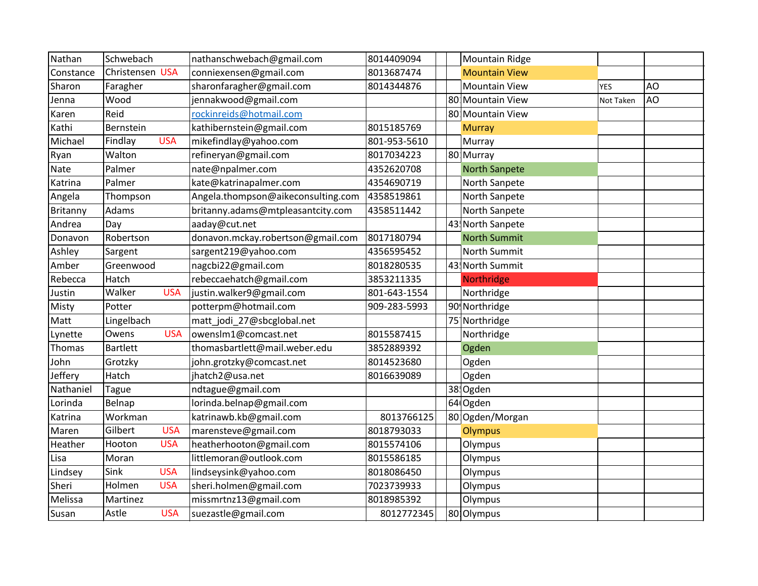| | | | | | | | |
|---|---|---|---|---|---|---|---|
| Nathan | Schwebach | nathanschwebach@gmail.com | 8014409094 | | Mountain Ridge | | |
| Constance | Christensen USA | conniexensen@gmail.com | 8013687474 | | Mountain View | | |
| Sharon | Faragher | sharonfaragher@gmail.com | 8014344876 | | Mountain View | YES | AO |
| Jenna | Wood | jennakwood@gmail.com | | 80 | Mountain View | Not Taken | AO |
| Karen | Reid | rockinreids@hotmail.com | | 80 | Mountain View | | |
| Kathi | Bernstein | kathibernstein@gmail.com | 8015185769 | | Murray | | |
| Michael | Findlay USA | mikefindlay@yahoo.com | 801-953-5610 | | Murray | | |
| Ryan | Walton | refineryan@gmail.com | 8017034223 | 80 | Murray | | |
| Nate | Palmer | nate@npalmer.com | 4352620708 | | North Sanpete | | |
| Katrina | Palmer | kate@katrinapalmer.com | 4354690719 | | North Sanpete | | |
| Angela | Thompson | Angela.thompson@aikeconsulting.com | 4358519861 | | North Sanpete | | |
| Britanny | Adams | britanny.adams@mtpleasantcity.com | 4358511442 | | North Sanpete | | |
| Andrea | Day | aaday@cut.net | | 43 | North Sanpete | | |
| Donavon | Robertson | donavon.mckay.robertson@gmail.com | 8017180794 | | North Summit | | |
| Ashley | Sargent | sargent219@yahoo.com | 4356595452 | | North Summit | | |
| Amber | Greenwood | nagcbi22@gmail.com | 8018280535 | 43 | North Summit | | |
| Rebecca | Hatch | rebeccaehatch@gmail.com | 3853211335 | | Northridge | | |
| Justin | Walker USA | justin.walker9@gmail.com | 801-643-1554 | | Northridge | | |
| Misty | Potter | potterpm@hotmail.com | 909-283-5993 | 90 | Northridge | | |
| Matt | Lingelbach | matt_jodi_27@sbcglobal.net | | 75 | Northridge | | |
| Lynette | Owens USA | owenslm1@comcast.net | 8015587415 | | Northridge | | |
| Thomas | Bartlett | thomasbartlett@mail.weber.edu | 3852889392 | | Ogden | | |
| John | Grotzky | john.grotzky@comcast.net | 8014523680 | | Ogden | | |
| Jeffery | Hatch | jhatch2@usa.net | 8016639089 | | Ogden | | |
| Nathaniel | Tague | ndtague@gmail.com | | 38 | Ogden | | |
| Lorinda | Belnap | lorinda.belnap@gmail.com | | 64 | Ogden | | |
| Katrina | Workman | katrinawb.kb@gmail.com | 8013766125 | 80 | Ogden/Morgan | | |
| Maren | Gilbert USA | marensteve@gmail.com | 8018793033 | | Olympus | | |
| Heather | Hooton USA | heatherhooton@gmail.com | 8015574106 | | Olympus | | |
| Lisa | Moran | littlemoran@outlook.com | 8015586185 | | Olympus | | |
| Lindsey | Sink USA | lindseysink@yahoo.com | 8018086450 | | Olympus | | |
| Sheri | Holmen USA | sheri.holmen@gmail.com | 7023739933 | | Olympus | | |
| Melissa | Martinez | missmrtnz13@gmail.com | 8018985392 | | Olympus | | |
| Susan | Astle USA | suezastle@gmail.com | 8012772345 | 80 | Olympus | | |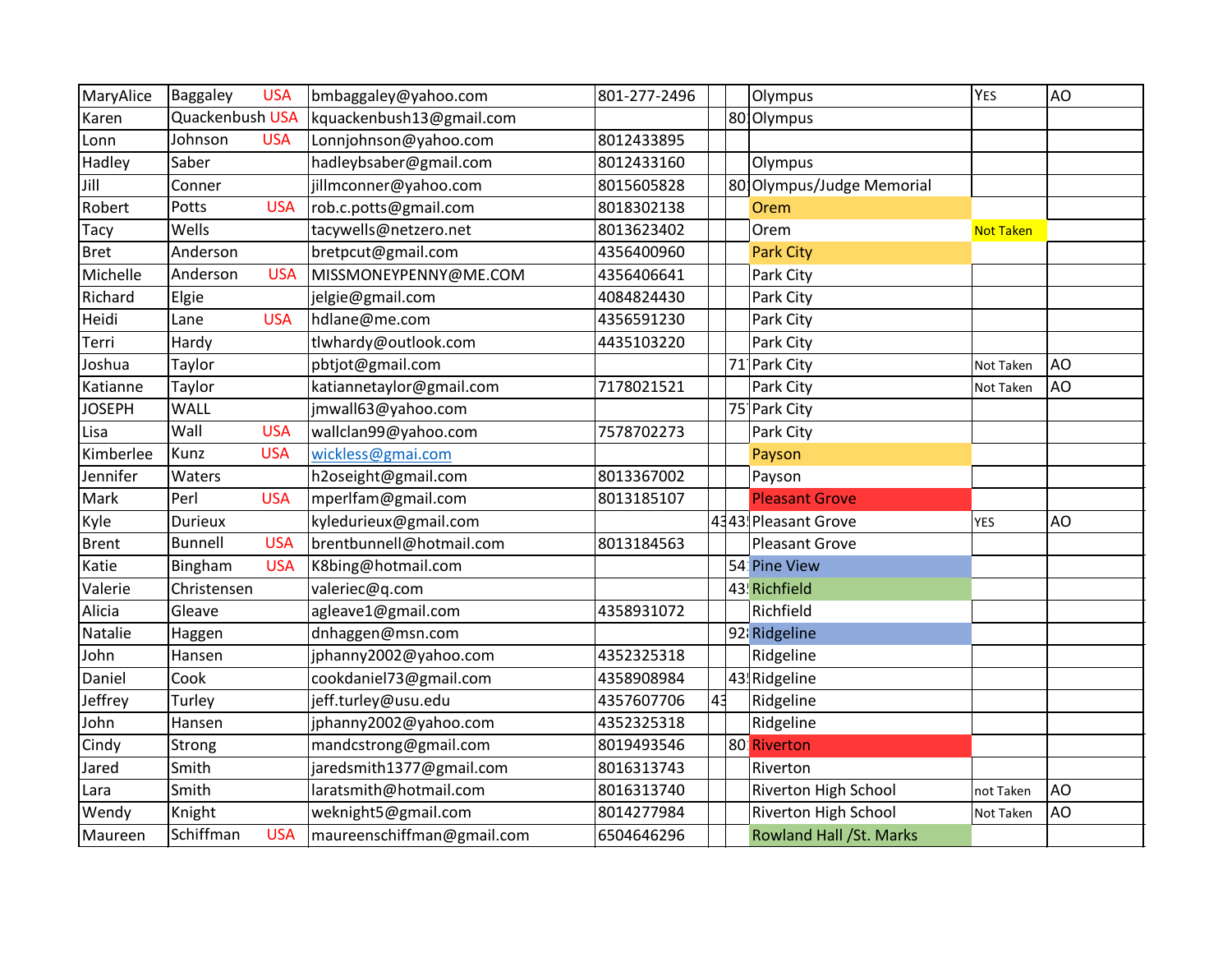| MaryAlice | Baggaley USA | bmbaggaley@yahoo.com | 801-277-2496 | | | Olympus | YES | AO |
|---|---|---|---|---|---|---|---|---|
| Karen | Quackenbush USA | kquackenbush13@gmail.com | | | 80 | Olympus | | |
| Lonn | Johnson USA | Lonnjohnson@yahoo.com | 8012433895 | | | | | |
| Hadley | Saber | hadleybsaber@gmail.com | 8012433160 | | | Olympus | | |
| Jill | Conner | jillmconner@yahoo.com | 8015605828 | | 80 | Olympus/Judge Memorial | | |
| Robert | Potts USA | rob.c.potts@gmail.com | 8018302138 | | | Orem | | |
| Tacy | Wells | tacywells@netzero.net | 8013623402 | | | Orem | Not Taken | |
| Bret | Anderson | bretpcut@gmail.com | 4356400960 | | | Park City | | |
| Michelle | Anderson USA | MISSMONEYPENNY@ME.COM | 4356406641 | | | Park City | | |
| Richard | Elgie | jelgie@gmail.com | 4084824430 | | | Park City | | |
| Heidi | Lane USA | hdlane@me.com | 4356591230 | | | Park City | | |
| Terri | Hardy | tlwhardy@outlook.com | 4435103220 | | | Park City | | |
| Joshua | Taylor | pbtjot@gmail.com | | | 71 | Park City | Not Taken | AO |
| Katianne | Taylor | katiannetaylor@gmail.com | 7178021521 | | | Park City | Not Taken | AO |
| JOSEPH | WALL | jmwall63@yahoo.com | | | 75 | Park City | | |
| Lisa | Wall USA | wallclan99@yahoo.com | 7578702273 | | | Park City | | |
| Kimberlee | Kunz USA | wickless@gmai.com | | | | Payson | | |
| Jennifer | Waters | h2oseight@gmail.com | 8013367002 | | | Payson | | |
| Mark | Perl USA | mperlfam@gmail.com | 8013185107 | | | Pleasant Grove | | |
| Kyle | Durieux | kyledurieux@gmail.com | | 43 | 43 | Pleasant Grove | YES | AO |
| Brent | Bunnell USA | brentbunnell@hotmail.com | 8013184563 | | | Pleasant Grove | | |
| Katie | Bingham USA | K8bing@hotmail.com | | | 54 | Pine View | | |
| Valerie | Christensen | valeriec@q.com | | | 43 | Richfield | | |
| Alicia | Gleave | agleave1@gmail.com | 4358931072 | | | Richfield | | |
| Natalie | Haggen | dnhaggen@msn.com | | | 92 | Ridgeline | | |
| John | Hansen | jphanny2002@yahoo.com | 4352325318 | | | Ridgeline | | |
| Daniel | Cook | cookdaniel73@gmail.com | 4358908984 | | 43 | Ridgeline | | |
| Jeffrey | Turley | jeff.turley@usu.edu | 4357607706 | 43 | | Ridgeline | | |
| John | Hansen | jphanny2002@yahoo.com | 4352325318 | | | Ridgeline | | |
| Cindy | Strong | mandcstrong@gmail.com | 8019493546 | | 80 | Riverton | | |
| Jared | Smith | jaredsmith1377@gmail.com | 8016313743 | | | Riverton | | |
| Lara | Smith | laratsmith@hotmail.com | 8016313740 | | | Riverton High School | not Taken | AO |
| Wendy | Knight | weknight5@gmail.com | 8014277984 | | | Riverton High School | Not Taken | AO |
| Maureen | Schiffman USA | maureenschiffman@gmail.com | 6504646296 | | | Rowland Hall /St. Marks | | |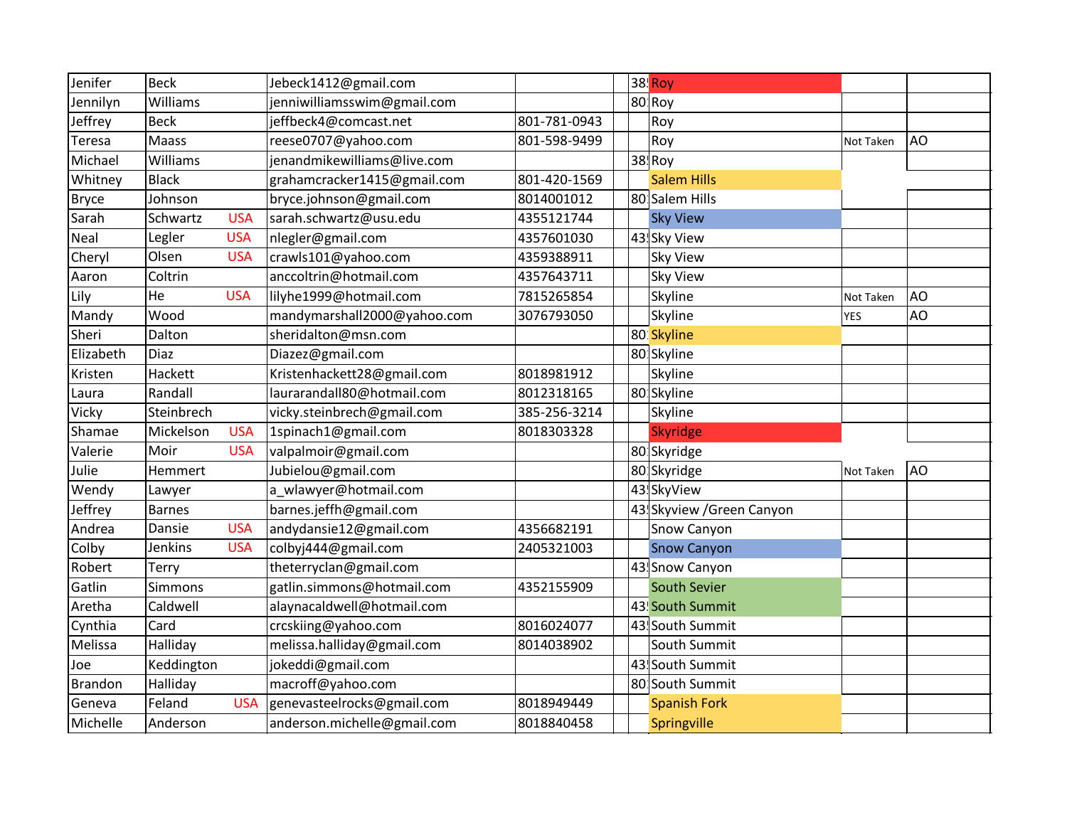| | | | | | | | | |
|---|---|---|---|---|---|---|---|---|
| Jenifer | Beck | | Jebeck1412@gmail.com | | | 38 | Roy | | |
| Jennilyn | Williams | | jenniwilliamsswim@gmail.com | | | 80 | Roy | | |
| Jeffrey | Beck | | jeffbeck4@comcast.net | 801-781-0943 | | | Roy | | |
| Teresa | Maass | | reese0707@yahoo.com | 801-598-9499 | | | Roy | Not Taken | AO |
| Michael | Williams | | jenandmikewilliams@live.com | | | 38 | Roy | | |
| Whitney | Black | | grahamcracker1415@gmail.com | 801-420-1569 | | | Salem Hills | | |
| Bryce | Johnson | | bryce.johnson@gmail.com | 8014001012 | | 80 | Salem Hills | | |
| Sarah | Schwartz | USA | sarah.schwartz@usu.edu | 4355121744 | | | Sky View | | |
| Neal | Legler | USA | nlegler@gmail.com | 4357601030 | | 43 | Sky View | | |
| Cheryl | Olsen | USA | crawls101@yahoo.com | 4359388911 | | | Sky View | | |
| Aaron | Coltrin | | anccoltrin@hotmail.com | 4357643711 | | | Sky View | | |
| Lily | He | USA | lilyhe1999@hotmail.com | 7815265854 | | | Skyline | Not Taken | AO |
| Mandy | Wood | | mandymarshall2000@yahoo.com | 3076793050 | | | Skyline | YES | AO |
| Sheri | Dalton | | sheridalton@msn.com | | | 80 | Skyline | | |
| Elizabeth | Diaz | | Diazez@gmail.com | | | 80 | Skyline | | |
| Kristen | Hackett | | Kristenhackett28@gmail.com | 8018981912 | | | Skyline | | |
| Laura | Randall | | laurarandall80@hotmail.com | 8012318165 | | 80 | Skyline | | |
| Vicky | Steinbrech | | vicky.steinbrech@gmail.com | 385-256-3214 | | | Skyline | | |
| Shamae | Mickelson | USA | 1spinach1@gmail.com | 8018303328 | | | Skyridge | | |
| Valerie | Moir | USA | valpalmoir@gmail.com | | | 80 | Skyridge | | |
| Julie | Hemmert | | Jubielou@gmail.com | | | 80 | Skyridge | Not Taken | AO |
| Wendy | Lawyer | | a_wlawyer@hotmail.com | | | 43 | SkyView | | |
| Jeffrey | Barnes | | barnes.jeffh@gmail.com | | | 43 | Skyview /Green Canyon | | |
| Andrea | Dansie | USA | andydansie12@gmail.com | 4356682191 | | | Snow Canyon | | |
| Colby | Jenkins | USA | colbyj444@gmail.com | 2405321003 | | | Snow Canyon | | |
| Robert | Terry | | theterryclan@gmail.com | | | 43 | Snow Canyon | | |
| Gatlin | Simmons | | gatlin.simmons@hotmail.com | 4352155909 | | | South Sevier | | |
| Aretha | Caldwell | | alaynacaldwell@hotmail.com | | | 43 | South Summit | | |
| Cynthia | Card | | crcskiing@yahoo.com | 8016024077 | | 43 | South Summit | | |
| Melissa | Halliday | | melissa.halliday@gmail.com | 8014038902 | | | South Summit | | |
| Joe | Keddington | | jokeddi@gmail.com | | | 43 | South Summit | | |
| Brandon | Halliday | | macroff@yahoo.com | | | 80 | South Summit | | |
| Geneva | Feland | USA | genevasteelrocks@gmail.com | 8018949449 | | | Spanish Fork | | |
| Michelle | Anderson | | anderson.michelle@gmail.com | 8018840458 | | | Springville | | |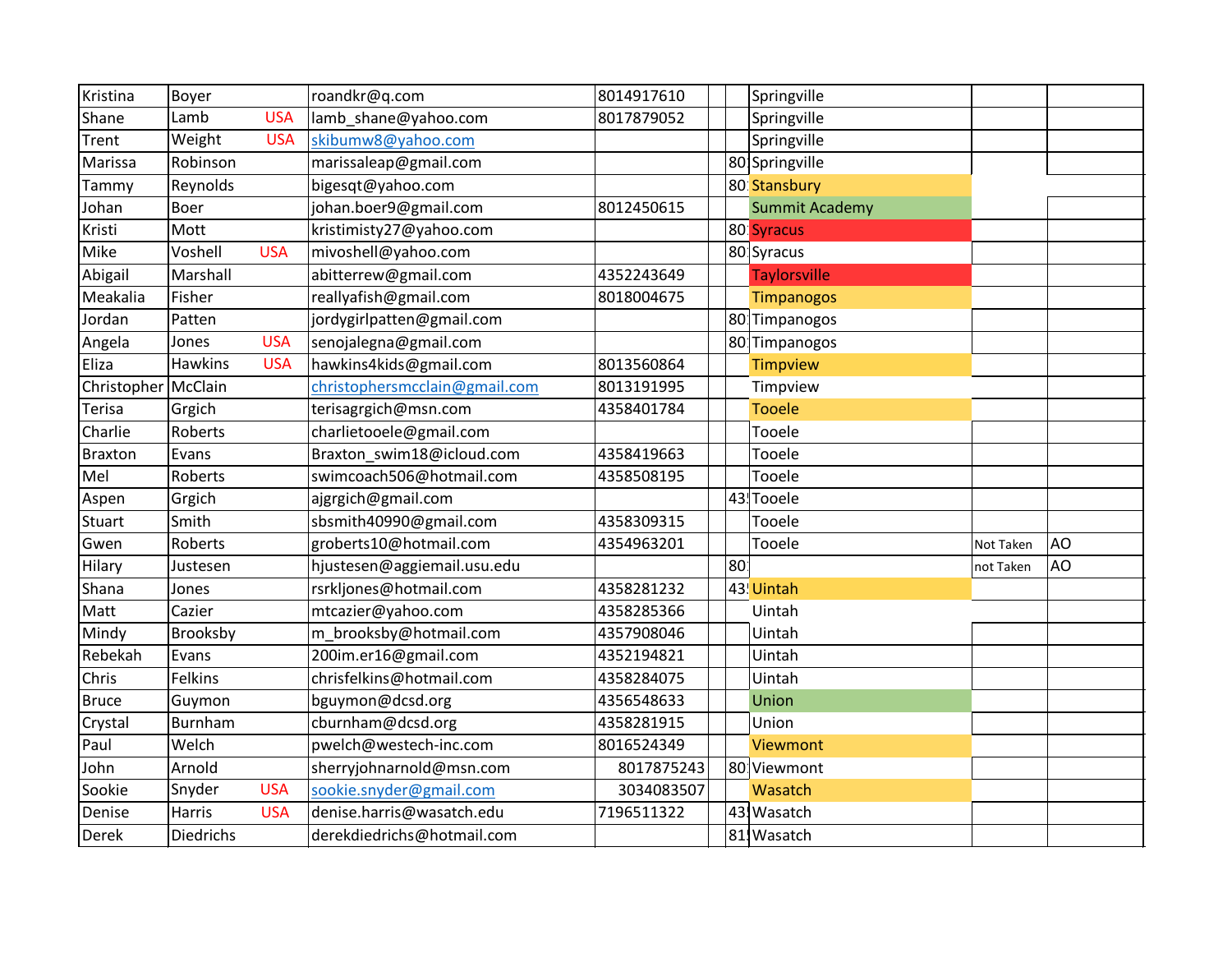| | | | | | | | |
|---|---|---|---|---|---|---|---|
| Kristina | Boyer | roandkr@q.com | 8014917610 | | Springville | | |
| Shane | Lamb USA | lamb_shane@yahoo.com | 8017879052 | | Springville | | |
| Trent | Weight USA | skibumw8@yahoo.com | | | Springville | | |
| Marissa | Robinson | marissaleap@gmail.com | | 80 | Springville | | |
| Tammy | Reynolds | bigesqt@yahoo.com | | 80 | Stansbury | | |
| Johan | Boer | johan.boer9@gmail.com | 8012450615 | | Summit Academy | | |
| Kristi | Mott | kristimisty27@yahoo.com | | 80 | Syracus | | |
| Mike | Voshell USA | mivoshell@yahoo.com | | 80 | Syracus | | |
| Abigail | Marshall | abitterrew@gmail.com | 4352243649 | | Taylorsville | | |
| Meakalia | Fisher | reallyafish@gmail.com | 8018004675 | | Timpanogos | | |
| Jordan | Patten | jordygirlpatten@gmail.com | | 80 | Timpanogos | | |
| Angela | Jones USA | senojalegna@gmail.com | | 80 | Timpanogos | | |
| Eliza | Hawkins USA | hawkins4kids@gmail.com | 8013560864 | | Timpview | | |
| Christopher | McClain | christophersmcclain@gmail.com | 8013191995 | | Timpview | | |
| Terisa | Grgich | terisagrgich@msn.com | 4358401784 | | Tooele | | |
| Charlie | Roberts | charlietooele@gmail.com | | | Tooele | | |
| Braxton | Evans | Braxton_swim18@icloud.com | 4358419663 | | Tooele | | |
| Mel | Roberts | swimcoach506@hotmail.com | 4358508195 | | Tooele | | |
| Aspen | Grgich | ajgrgich@gmail.com | | 43 | Tooele | | |
| Stuart | Smith | sbsmith40990@gmail.com | 4358309315 | | Tooele | | |
| Gwen | Roberts | groberts10@hotmail.com | 4354963201 | | Tooele | Not Taken | AO |
| Hilary | Justesen | hjustesen@aggiemail.usu.edu | | 80 | | not Taken | AO |
| Shana | Jones | rsrkljones@hotmail.com | 4358281232 | 43 | Uintah | | |
| Matt | Cazier | mtcazier@yahoo.com | 4358285366 | | Uintah | | |
| Mindy | Brooksby | m_brooksby@hotmail.com | 4357908046 | | Uintah | | |
| Rebekah | Evans | 200im.er16@gmail.com | 4352194821 | | Uintah | | |
| Chris | Felkins | chrisfelkins@hotmail.com | 4358284075 | | Uintah | | |
| Bruce | Guymon | bguymon@dcsd.org | 4356548633 | | Union | | |
| Crystal | Burnham | cburnham@dcsd.org | 4358281915 | | Union | | |
| Paul | Welch | pwelch@westech-inc.com | 8016524349 | | Viewmont | | |
| John | Arnold | sherryjohnarnold@msn.com | 8017875243 | 80 | Viewmont | | |
| Sookie | Snyder USA | sookie.snyder@gmail.com | 3034083507 | | Wasatch | | |
| Denise | Harris USA | denise.harris@wasatch.edu | 7196511322 | 43 | Wasatch | | |
| Derek | Diedrichs | derekdiedrichs@hotmail.com | | 81 | Wasatch | | |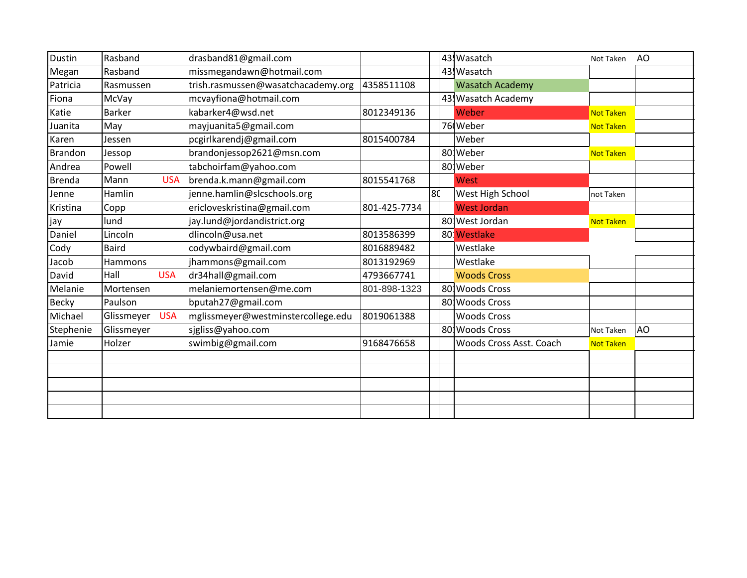| | | | | | | | | |
|---|---|---|---|---|---|---|---|---|
| Dustin | Rasband | drasband81@gmail.com | | | 43 | Wasatch | Not Taken | AO |
| Megan | Rasband | missmegandawn@hotmail.com | | | 43 | Wasatch | | |
| Patricia | Rasmussen | trish.rasmussen@wasatchacademy.org | 4358511108 | | | Wasatch Academy | | |
| Fiona | McVay | mcvayfiona@hotmail.com | | | 43 | Wasatch Academy | | |
| Katie | Barker | kabarker4@wsd.net | 8012349136 | | | Weber | Not Taken | |
| Juanita | May | mayjuanita5@gmail.com | | | 76 | Weber | Not Taken | |
| Karen | Jessen | pcgirlkarendj@gmail.com | 8015400784 | | | Weber | | |
| Brandon | Jessop | brandonjessop2621@msn.com | | | 80 | Weber | Not Taken | |
| Andrea | Powell | tabchoirfam@yahoo.com | | | 80 | Weber | | |
| Brenda | Mann USA | brenda.k.mann@gmail.com | 8015541768 | | | West | | |
| Jenne | Hamlin | jenne.hamlin@slcschools.org | | 80 | | West High School | not Taken | |
| Kristina | Copp | ericloveskristina@gmail.com | 801-425-7734 | | | West Jordan | | |
| jay | lund | jay.lund@jordandistrict.org | | | 80 | West Jordan | Not Taken | |
| Daniel | Lincoln | dlincoln@usa.net | 8013586399 | | 80 | Westlake | | |
| Cody | Baird | codywbaird@gmail.com | 8016889482 | | | Westlake | | |
| Jacob | Hammons | jhammons@gmail.com | 8013192969 | | | Westlake | | |
| David | Hall USA | dr34hall@gmail.com | 4793667741 | | | Woods Cross | | |
| Melanie | Mortensen | melaniemortensen@me.com | 801-898-1323 | | 80 | Woods Cross | | |
| Becky | Paulson | bputah27@gmail.com | | | 80 | Woods Cross | | |
| Michael | Glissmeyer USA | mglissmeyer@westminstercollege.edu | 8019061388 | | | Woods Cross | | |
| Stephenie | Glissmeyer | sjgliss@yahoo.com | | | 80 | Woods Cross | Not Taken | AO |
| Jamie | Holzer | swimbig@gmail.com | 9168476658 | | | Woods Cross Asst. Coach | Not Taken | |
| | | | | | | | | |
| | | | | | | | | |
| | | | | | | | | |
| | | | | | | | | |
| | | | | | | | | |